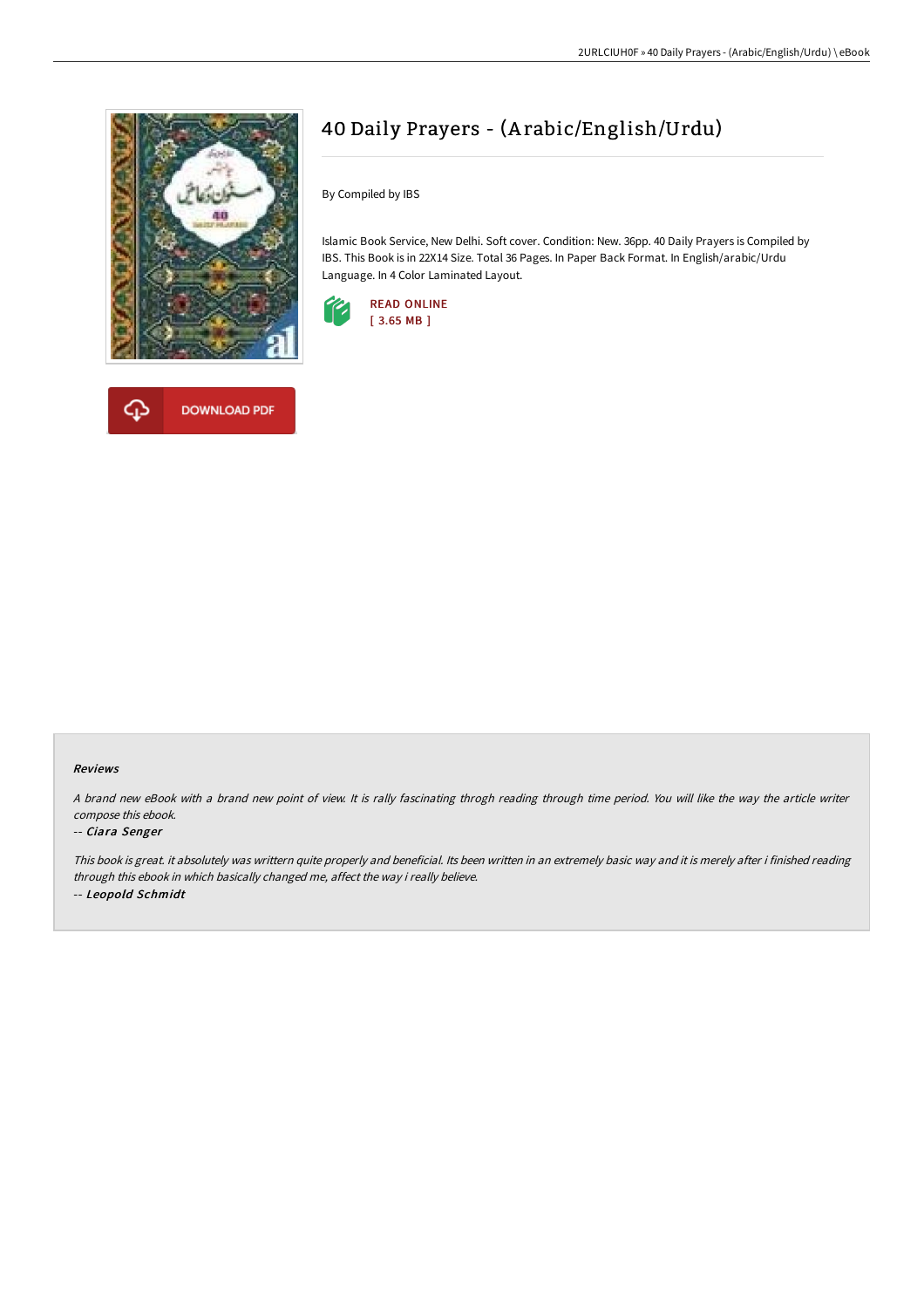# 40 Daily Prayers - (Arabic/English/Urdu)

By Compiled by IBS

Islamic Book Service, New Delhi. Soft cover. Condition: New. 36pp. 40 Daily Prayers is Compiled by IBS. This Book is in 22X14 Size. Total 36 Pages. In Paper Back Format. In English/arabic/Urdu Language. In 4 Color Laminated Layout.

READ ONLINE
[ 3.65 MB ]

DOWNLOAD PDF

### Reviews

*A brand new eBook with a brand new point of view. It is rally fascinating throgh reading through time period. You will like the way the article writer compose this ebook.*

*-- Ciara Senger*

*This book is great. it absolutely was writtern quite properly and beneficial. Its been written in an extremely basic way and it is merely after i finished reading through this ebook in which basically changed me, affect the way i really believe.*

*-- Leopold Schmidt*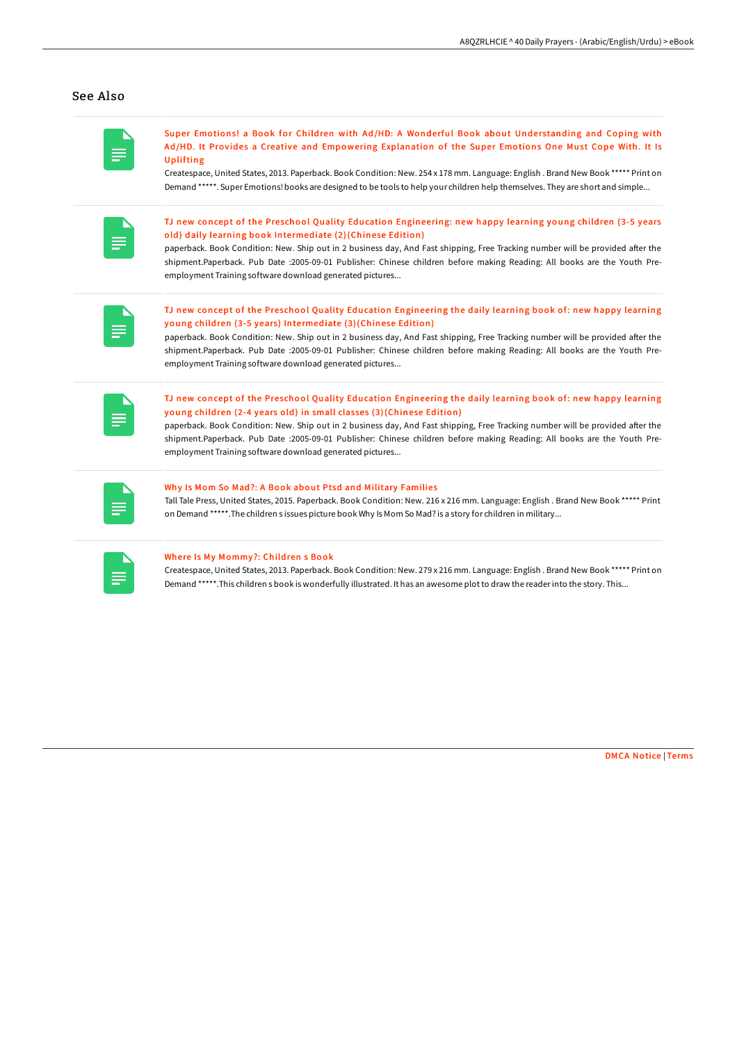## See Also

**Super Emotions! a Book for Children with Ad/HD: A Wonderful Book about Understanding and Coping with Ad/HD. It Provides a Creative and Empowering Explanation of the Super Emotions One Must Cope With. It Is Uplifting**

Createspace, United States, 2013. Paperback. Book Condition: New. 254 x 178 mm. Language: English . Brand New Book ***** Print on Demand *****. Super Emotions! books are designed to be tools to help your children help themselves. They are short and simple...

**TJ new concept of the Preschool Quality Education Engineering: new happy learning young children (3-5 years old) daily learning book Intermediate (2)(Chinese Edition)**

paperback. Book Condition: New. Ship out in 2 business day, And Fast shipping, Free Tracking number will be provided after the shipment.Paperback. Pub Date :2005-09-01 Publisher: Chinese children before making Reading: All books are the Youth Pre-employment Training software download generated pictures...

**TJ new concept of the Preschool Quality Education Engineering the daily learning book of: new happy learning young children (3-5 years) Intermediate (3)(Chinese Edition)**

paperback. Book Condition: New. Ship out in 2 business day, And Fast shipping, Free Tracking number will be provided after the shipment.Paperback. Pub Date :2005-09-01 Publisher: Chinese children before making Reading: All books are the Youth Pre-employment Training software download generated pictures...

**TJ new concept of the Preschool Quality Education Engineering the daily learning book of: new happy learning young children (2-4 years old) in small classes (3)(Chinese Edition)**

paperback. Book Condition: New. Ship out in 2 business day, And Fast shipping, Free Tracking number will be provided after the shipment.Paperback. Pub Date :2005-09-01 Publisher: Chinese children before making Reading: All books are the Youth Pre-employment Training software download generated pictures...

**Why Is Mom So Mad?: A Book about Ptsd and Military Families**

Tall Tale Press, United States, 2015. Paperback. Book Condition: New. 216 x 216 mm. Language: English . Brand New Book ***** Print on Demand *****.The children s issues picture book Why Is Mom So Mad? is a story for children in military...

**Where Is My Mommy?: Children s Book**

Createspace, United States, 2013. Paperback. Book Condition: New. 279 x 216 mm. Language: English . Brand New Book ***** Print on Demand *****.This children s book is wonderfully illustrated. It has an awesome plot to draw the reader into the story. This...